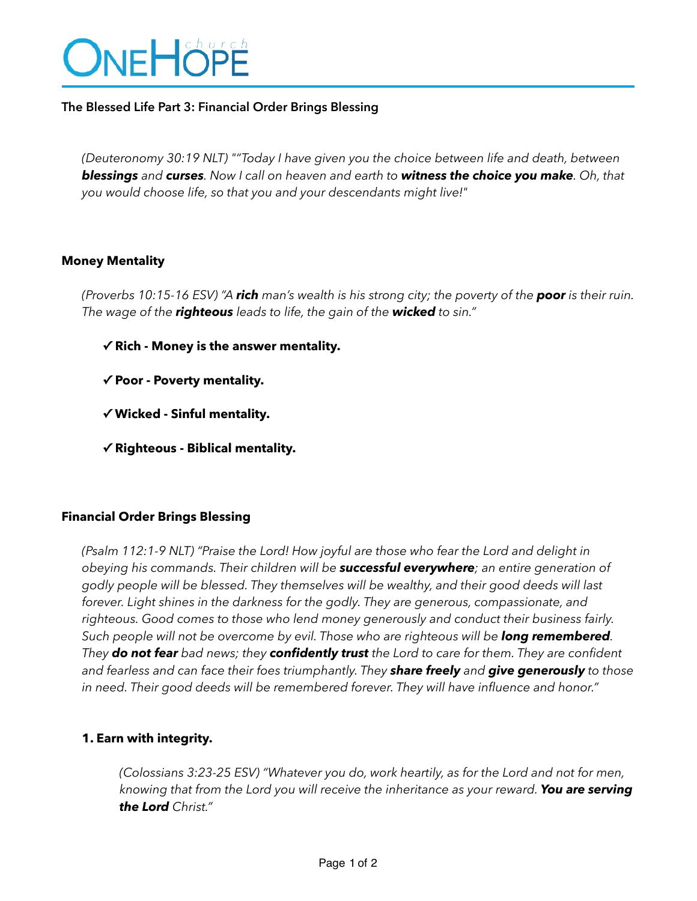# ONEHOPE church

## The Blessed Life Part 3: Financial Order Brings Blessing

*(Deuteronomy 30:19 NLT) ""Today I have given you the choice between life and death, between **blessings** and **curses**. Now I call on heaven and earth to **witness the choice you make**. Oh, that you would choose life, so that you and your descendants might live!"*

### Money Mentality

*(Proverbs 10:15-16 ESV) "A **rich** man's wealth is his strong city; the poverty of the **poor** is their ruin. The wage of the **righteous** leads to life, the gain of the **wicked** to sin."*

- ✓ **Rich - Money is the answer mentality.**
- ✓ **Poor - Poverty mentality.**
- ✓ **Wicked - Sinful mentality.**
- ✓ **Righteous - Biblical mentality.**

### Financial Order Brings Blessing

*(Psalm 112:1-9 NLT) "Praise the Lord! How joyful are those who fear the Lord and delight in obeying his commands. Their children will be **successful everywhere**; an entire generation of godly people will be blessed. They themselves will be wealthy, and their good deeds will last forever. Light shines in the darkness for the godly. They are generous, compassionate, and righteous. Good comes to those who lend money generously and conduct their business fairly. Such people will not be overcome by evil. Those who are righteous will be **long remembered**. They **do not fear** bad news; they **confidently trust** the Lord to care for them. They are confident and fearless and can face their foes triumphantly. They **share freely** and **give generously** to those in need. Their good deeds will be remembered forever. They will have influence and honor."*

#### 1. Earn with integrity.

*(Colossians 3:23-25 ESV) "Whatever you do, work heartily, as for the Lord and not for men, knowing that from the Lord you will receive the inheritance as your reward. **You are serving the Lord** Christ."*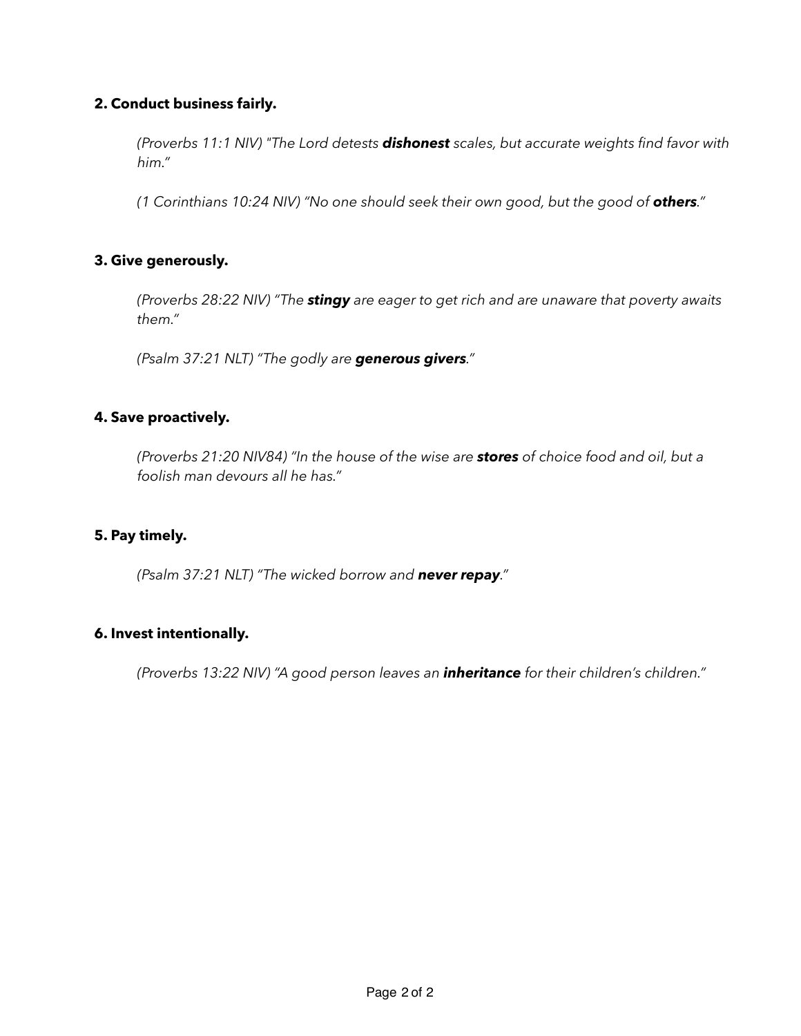**2. Conduct business fairly.**

*(Proverbs 11:1 NIV) "The Lord detests **dishonest** scales, but accurate weights find favor with him."*

*(1 Corinthians 10:24 NIV) "No one should seek their own good, but the good of **others**."*

**3. Give generously.**

*(Proverbs 28:22 NIV) "The **stingy** are eager to get rich and are unaware that poverty awaits them."*

*(Psalm 37:21 NLT) "The godly are **generous givers**."*

**4. Save proactively.**

*(Proverbs 21:20 NIV84) "In the house of the wise are **stores** of choice food and oil, but a foolish man devours all he has."*

**5. Pay timely.**

*(Psalm 37:21 NLT) "The wicked borrow and **never repay**."*

**6. Invest intentionally.**

*(Proverbs 13:22 NIV) "A good person leaves an **inheritance** for their children's children."*